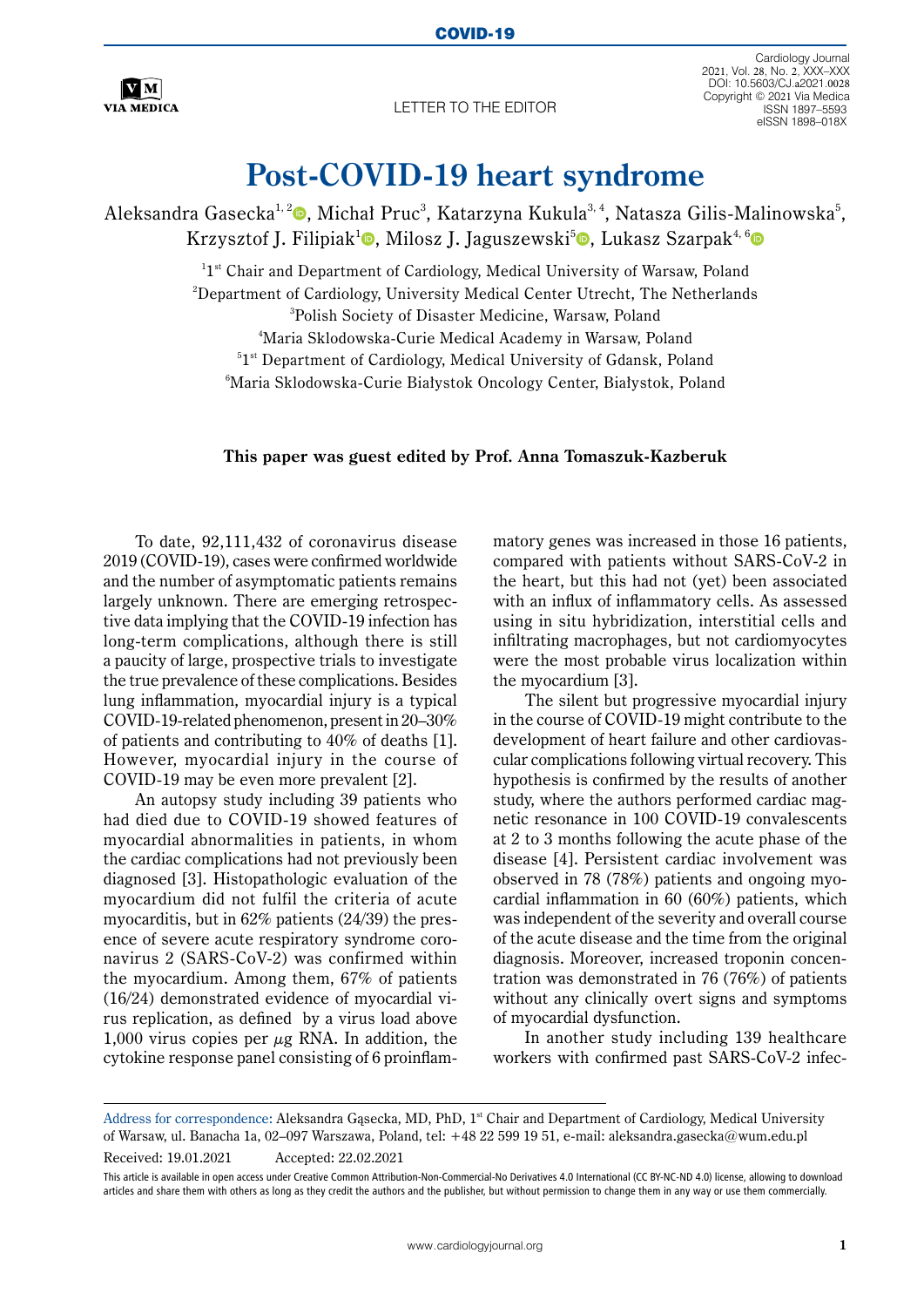COVID-19

LETTER TO THE EDITOR

# Post-COVID-19 heart syndrome

Aleksandra Gasecka[1, 2], Michał Pruc[3], Katarzyna Kukula[3, 4], Natasza Gilis-Malinowska[5], Krzysztof J. Filipiak[1], Milosz J. Jaguszewski[5], Lukasz Szarpak[4, 6]

[1]1st Chair and Department of Cardiology, Medical University of Warsaw, Poland
[2]Department of Cardiology, University Medical Center Utrecht, The Netherlands
[3]Polish Society of Disaster Medicine, Warsaw, Poland
[4]Maria Sklodowska-Curie Medical Academy in Warsaw, Poland
[5]1st Department of Cardiology, Medical University of Gdansk, Poland
[6]Maria Sklodowska-Curie Białystok Oncology Center, Białystok, Poland

**This paper was guest edited by Prof. Anna Tomaszuk-Kazberuk**

To date, 92,111,432 of coronavirus disease 2019 (COVID-19), cases were confirmed worldwide and the number of asymptomatic patients remains largely unknown. There are emerging retrospective data implying that the COVID-19 infection has long-term complications, although there is still a paucity of large, prospective trials to investigate the true prevalence of these complications. Besides lung inflammation, myocardial injury is a typical COVID-19-related phenomenon, present in 20–30% of patients and contributing to 40% of deaths [1]. However, myocardial injury in the course of COVID-19 may be even more prevalent [2].

An autopsy study including 39 patients who had died due to COVID-19 showed features of myocardial abnormalities in patients, in whom the cardiac complications had not previously been diagnosed [3]. Histopathologic evaluation of the myocardium did not fulfil the criteria of acute myocarditis, but in 62% patients (24/39) the presence of severe acute respiratory syndrome coronavirus 2 (SARS-CoV-2) was confirmed within the myocardium. Among them, 67% of patients (16/24) demonstrated evidence of myocardial virus replication, as defined by a virus load above 1,000 virus copies per $\mu$g RNA. In addition, the cytokine response panel consisting of 6 proinflammatory genes was increased in those 16 patients, compared with patients without SARS-CoV-2 in the heart, but this had not (yet) been associated with an influx of inflammatory cells. As assessed using in situ hybridization, interstitial cells and infiltrating macrophages, but not cardiomyocytes were the most probable virus localization within the myocardium [3].

The silent but progressive myocardial injury in the course of COVID-19 might contribute to the development of heart failure and other cardiovascular complications following virtual recovery. This hypothesis is confirmed by the results of another study, where the authors performed cardiac magnetic resonance in 100 COVID-19 convalescents at 2 to 3 months following the acute phase of the disease [4]. Persistent cardiac involvement was observed in 78 (78%) patients and ongoing myocardial inflammation in 60 (60%) patients, which was independent of the severity and overall course of the acute disease and the time from the original diagnosis. Moreover, increased troponin concentration was demonstrated in 76 (76%) of patients without any clinically overt signs and symptoms of myocardial dysfunction.

In another study including 139 healthcare workers with confirmed past SARS-CoV-2 infec-

---

Address for correspondence: Aleksandra Gąsecka, MD, PhD, 1st Chair and Department of Cardiology, Medical University of Warsaw, ul. Banacha 1a, 02–097 Warszawa, Poland, tel: +48 22 599 19 51, e-mail: aleksandra.gasecka@wum.edu.pl

Received: 19.01.2021 Accepted: 22.02.2021

This article is available in open access under Creative Common Attribution-Non-Commercial-No Derivatives 4.0 International (CC BY-NC-ND 4.0) license, allowing to download articles and share them with others as long as they credit the authors and the publisher, but without permission to change them in any way or use them commercially.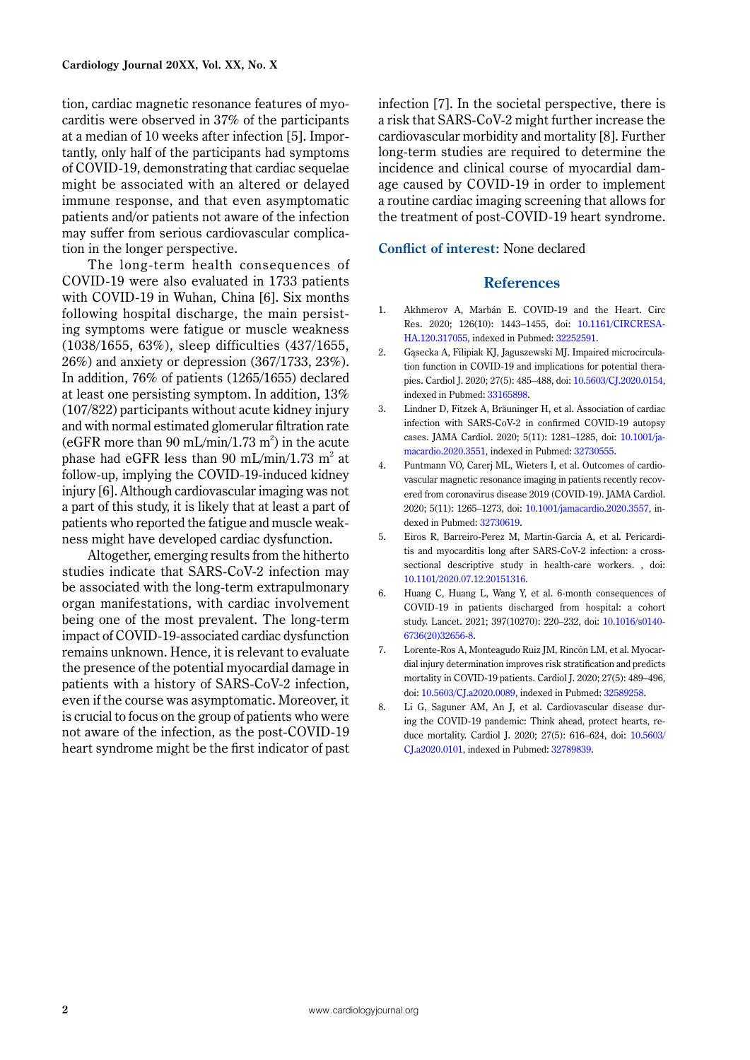tion, cardiac magnetic resonance features of myocarditis were observed in 37% of the participants at a median of 10 weeks after infection [5]. Importantly, only half of the participants had symptoms of COVID-19, demonstrating that cardiac sequelae might be associated with an altered or delayed immune response, and that even asymptomatic patients and/or patients not aware of the infection may suffer from serious cardiovascular complication in the longer perspective.

The long-term health consequences of COVID-19 were also evaluated in 1733 patients with COVID-19 in Wuhan, China [6]. Six months following hospital discharge, the main persisting symptoms were fatigue or muscle weakness (1038/1655, 63%), sleep difficulties (437/1655, 26%) and anxiety or depression (367/1733, 23%). In addition, 76% of patients (1265/1655) declared at least one persisting symptom. In addition, 13% (107/822) participants without acute kidney injury and with normal estimated glomerular filtration rate (eGFR more than 90 mL/min/1.73 $m^2$) in the acute phase had eGFR less than 90 mL/min/1.73 $m^2$ at follow-up, implying the COVID-19-induced kidney injury [6]. Although cardiovascular imaging was not a part of this study, it is likely that at least a part of patients who reported the fatigue and muscle weakness might have developed cardiac dysfunction.

Altogether, emerging results from the hitherto studies indicate that SARS-CoV-2 infection may be associated with the long-term extrapulmonary organ manifestations, with cardiac involvement being one of the most prevalent. The long-term impact of COVID-19-associated cardiac dysfunction remains unknown. Hence, it is relevant to evaluate the presence of the potential myocardial damage in patients with a history of SARS-CoV-2 infection, even if the course was asymptomatic. Moreover, it is crucial to focus on the group of patients who were not aware of the infection, as the post-COVID-19 heart syndrome might be the first indicator of past infection [7]. In the societal perspective, there is a risk that SARS-CoV-2 might further increase the cardiovascular morbidity and mortality [8]. Further long-term studies are required to determine the incidence and clinical course of myocardial damage caused by COVID-19 in order to implement a routine cardiac imaging screening that allows for the treatment of post-COVID-19 heart syndrome.

**Conflict of interest:** None declared

## References

1. Akhmerov A, Marbán E. COVID-19 and the Heart. Circ Res. 2020; 126(10): 1443–1455, doi: 10.1161/CIRCRESAHA.120.317055, indexed in Pubmed: 32252591.
2. Gąsecka A, Filipiak KJ, Jaguszewski MJ. Impaired microcirculation function in COVID-19 and implications for potential therapies. Cardiol J. 2020; 27(5): 485–488, doi: 10.5603/CJ.2020.0154, indexed in Pubmed: 33165898.
3. Lindner D, Fitzek A, Bräuninger H, et al. Association of cardiac infection with SARS-CoV-2 in confirmed COVID-19 autopsy cases. JAMA Cardiol. 2020; 5(11): 1281–1285, doi: 10.1001/jamacardio.2020.3551, indexed in Pubmed: 32730555.
4. Puntmann VO, Carerj ML, Wieters I, et al. Outcomes of cardiovascular magnetic resonance imaging in patients recently recovered from coronavirus disease 2019 (COVID-19). JAMA Cardiol. 2020; 5(11): 1265–1273, doi: 10.1001/jamacardio.2020.3557, indexed in Pubmed: 32730619.
5. Eiros R, Barreiro-Perez M, Martin-Garcia A, et al. Pericarditis and myocarditis long after SARS-CoV-2 infection: a cross-sectional descriptive study in health-care workers. , doi: 10.1101/2020.07.12.20151316.
6. Huang C, Huang L, Wang Y, et al. 6-month consequences of COVID-19 in patients discharged from hospital: a cohort study. Lancet. 2021; 397(10270): 220–232, doi: 10.1016/s0140-6736(20)32656-8.
7. Lorente-Ros A, Monteagudo Ruiz JM, Rincón LM, et al. Myocardial injury determination improves risk stratification and predicts mortality in COVID-19 patients. Cardiol J. 2020; 27(5): 489–496, doi: 10.5603/CJ.a2020.0089, indexed in Pubmed: 32589258.
8. Li G, Saguner AM, An J, et al. Cardiovascular disease during the COVID-19 pandemic: Think ahead, protect hearts, reduce mortality. Cardiol J. 2020; 27(5): 616–624, doi: 10.5603/CJ.a2020.0101, indexed in Pubmed: 32789839.